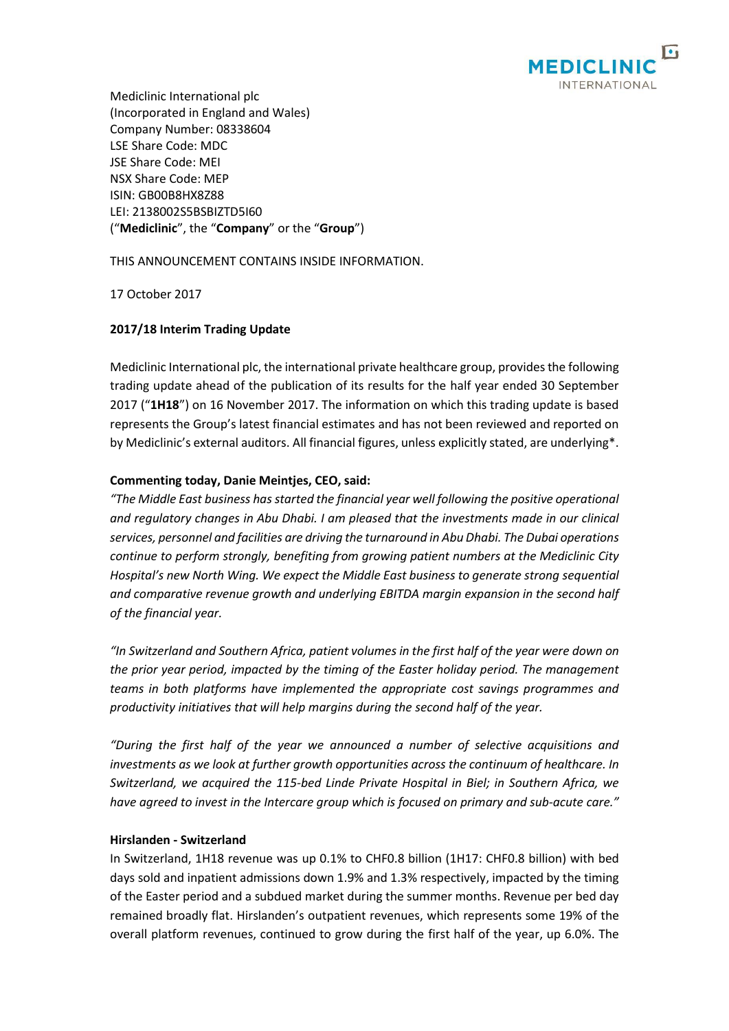Mediclinic International plc
(Incorporated in England and Wales)
Company Number: 08338604
LSE Share Code: MDC
JSE Share Code: MEI
NSX Share Code: MEP
ISIN: GB00B8HX8Z88
LEI: 2138002S5BSBIZTD5I60
("**Mediclinic**", the "**Company**" or the "**Group**")

THIS ANNOUNCEMENT CONTAINS INSIDE INFORMATION.

17 October 2017

**2017/18 Interim Trading Update**

Mediclinic International plc, the international private healthcare group, provides the following trading update ahead of the publication of its results for the half year ended 30 September 2017 ("**1H18**") on 16 November 2017. The information on which this trading update is based represents the Group's latest financial estimates and has not been reviewed and reported on by Mediclinic's external auditors. All financial figures, unless explicitly stated, are underlying*.

**Commenting today, Danie Meintjes, CEO, said:**

*"The Middle East business has started the financial year well following the positive operational and regulatory changes in Abu Dhabi. I am pleased that the investments made in our clinical services, personnel and facilities are driving the turnaround in Abu Dhabi. The Dubai operations continue to perform strongly, benefiting from growing patient numbers at the Mediclinic City Hospital's new North Wing. We expect the Middle East business to generate strong sequential and comparative revenue growth and underlying EBITDA margin expansion in the second half of the financial year.*

*"In Switzerland and Southern Africa, patient volumes in the first half of the year were down on the prior year period, impacted by the timing of the Easter holiday period. The management teams in both platforms have implemented the appropriate cost savings programmes and productivity initiatives that will help margins during the second half of the year.*

*"During the first half of the year we announced a number of selective acquisitions and investments as we look at further growth opportunities across the continuum of healthcare. In Switzerland, we acquired the 115-bed Linde Private Hospital in Biel; in Southern Africa, we have agreed to invest in the Intercare group which is focused on primary and sub-acute care."*

**Hirslanden - Switzerland**

In Switzerland, 1H18 revenue was up 0.1% to CHF0.8 billion (1H17: CHF0.8 billion) with bed days sold and inpatient admissions down 1.9% and 1.3% respectively, impacted by the timing of the Easter period and a subdued market during the summer months. Revenue per bed day remained broadly flat. Hirslanden's outpatient revenues, which represents some 19% of the overall platform revenues, continued to grow during the first half of the year, up 6.0%. The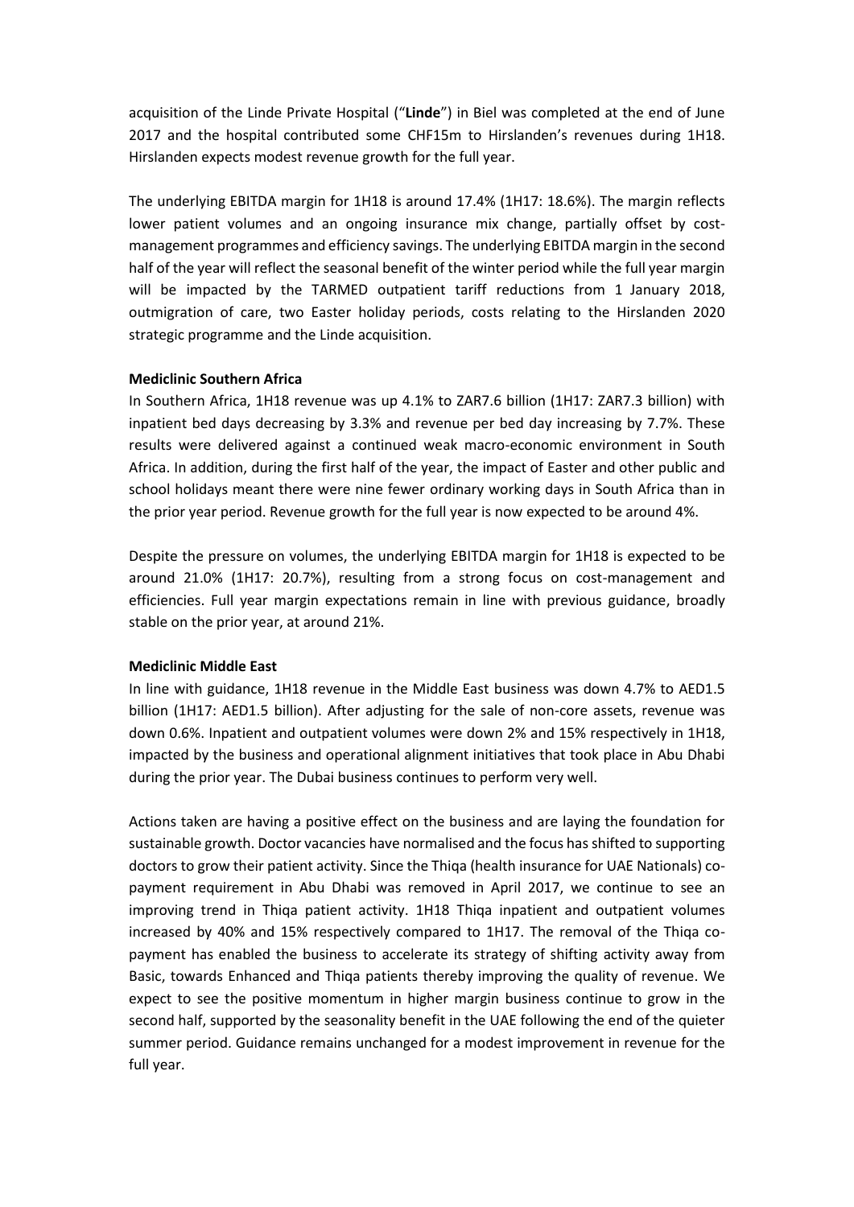acquisition of the Linde Private Hospital ("**Linde**") in Biel was completed at the end of June 2017 and the hospital contributed some CHF15m to Hirslanden's revenues during 1H18. Hirslanden expects modest revenue growth for the full year.

The underlying EBITDA margin for 1H18 is around 17.4% (1H17: 18.6%). The margin reflects lower patient volumes and an ongoing insurance mix change, partially offset by cost-management programmes and efficiency savings. The underlying EBITDA margin in the second half of the year will reflect the seasonal benefit of the winter period while the full year margin will be impacted by the TARMED outpatient tariff reductions from 1 January 2018, outmigration of care, two Easter holiday periods, costs relating to the Hirslanden 2020 strategic programme and the Linde acquisition.

**Mediclinic Southern Africa**

In Southern Africa, 1H18 revenue was up 4.1% to ZAR7.6 billion (1H17: ZAR7.3 billion) with inpatient bed days decreasing by 3.3% and revenue per bed day increasing by 7.7%. These results were delivered against a continued weak macro-economic environment in South Africa. In addition, during the first half of the year, the impact of Easter and other public and school holidays meant there were nine fewer ordinary working days in South Africa than in the prior year period. Revenue growth for the full year is now expected to be around 4%.

Despite the pressure on volumes, the underlying EBITDA margin for 1H18 is expected to be around 21.0% (1H17: 20.7%), resulting from a strong focus on cost-management and efficiencies. Full year margin expectations remain in line with previous guidance, broadly stable on the prior year, at around 21%.

**Mediclinic Middle East**

In line with guidance, 1H18 revenue in the Middle East business was down 4.7% to AED1.5 billion (1H17: AED1.5 billion). After adjusting for the sale of non-core assets, revenue was down 0.6%. Inpatient and outpatient volumes were down 2% and 15% respectively in 1H18, impacted by the business and operational alignment initiatives that took place in Abu Dhabi during the prior year. The Dubai business continues to perform very well.

Actions taken are having a positive effect on the business and are laying the foundation for sustainable growth. Doctor vacancies have normalised and the focus has shifted to supporting doctors to grow their patient activity. Since the Thiqa (health insurance for UAE Nationals) co-payment requirement in Abu Dhabi was removed in April 2017, we continue to see an improving trend in Thiqa patient activity. 1H18 Thiqa inpatient and outpatient volumes increased by 40% and 15% respectively compared to 1H17. The removal of the Thiqa co-payment has enabled the business to accelerate its strategy of shifting activity away from Basic, towards Enhanced and Thiqa patients thereby improving the quality of revenue. We expect to see the positive momentum in higher margin business continue to grow in the second half, supported by the seasonality benefit in the UAE following the end of the quieter summer period. Guidance remains unchanged for a modest improvement in revenue for the full year.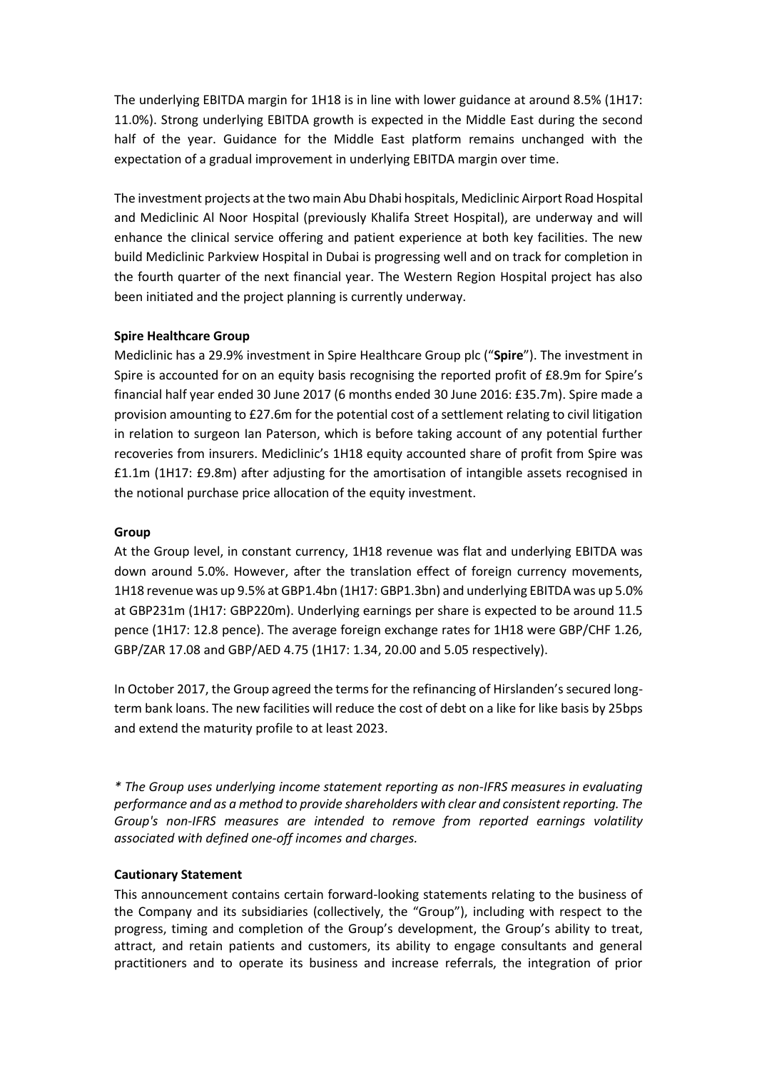The underlying EBITDA margin for 1H18 is in line with lower guidance at around 8.5% (1H17: 11.0%). Strong underlying EBITDA growth is expected in the Middle East during the second half of the year. Guidance for the Middle East platform remains unchanged with the expectation of a gradual improvement in underlying EBITDA margin over time.

The investment projects at the two main Abu Dhabi hospitals, Mediclinic Airport Road Hospital and Mediclinic Al Noor Hospital (previously Khalifa Street Hospital), are underway and will enhance the clinical service offering and patient experience at both key facilities. The new build Mediclinic Parkview Hospital in Dubai is progressing well and on track for completion in the fourth quarter of the next financial year. The Western Region Hospital project has also been initiated and the project planning is currently underway.

**Spire Healthcare Group**

Mediclinic has a 29.9% investment in Spire Healthcare Group plc ("**Spire**"). The investment in Spire is accounted for on an equity basis recognising the reported profit of £8.9m for Spire's financial half year ended 30 June 2017 (6 months ended 30 June 2016: £35.7m). Spire made a provision amounting to £27.6m for the potential cost of a settlement relating to civil litigation in relation to surgeon Ian Paterson, which is before taking account of any potential further recoveries from insurers. Mediclinic's 1H18 equity accounted share of profit from Spire was £1.1m (1H17: £9.8m) after adjusting for the amortisation of intangible assets recognised in the notional purchase price allocation of the equity investment.

**Group**

At the Group level, in constant currency, 1H18 revenue was flat and underlying EBITDA was down around 5.0%. However, after the translation effect of foreign currency movements, 1H18 revenue was up 9.5% at GBP1.4bn (1H17: GBP1.3bn) and underlying EBITDA was up 5.0% at GBP231m (1H17: GBP220m). Underlying earnings per share is expected to be around 11.5 pence (1H17: 12.8 pence). The average foreign exchange rates for 1H18 were GBP/CHF 1.26, GBP/ZAR 17.08 and GBP/AED 4.75 (1H17: 1.34, 20.00 and 5.05 respectively).

In October 2017, the Group agreed the terms for the refinancing of Hirslanden's secured long-term bank loans. The new facilities will reduce the cost of debt on a like for like basis by 25bps and extend the maturity profile to at least 2023.

*\* The Group uses underlying income statement reporting as non-IFRS measures in evaluating performance and as a method to provide shareholders with clear and consistent reporting. The Group's non-IFRS measures are intended to remove from reported earnings volatility associated with defined one-off incomes and charges.*

**Cautionary Statement**

This announcement contains certain forward-looking statements relating to the business of the Company and its subsidiaries (collectively, the "Group"), including with respect to the progress, timing and completion of the Group's development, the Group's ability to treat, attract, and retain patients and customers, its ability to engage consultants and general practitioners and to operate its business and increase referrals, the integration of prior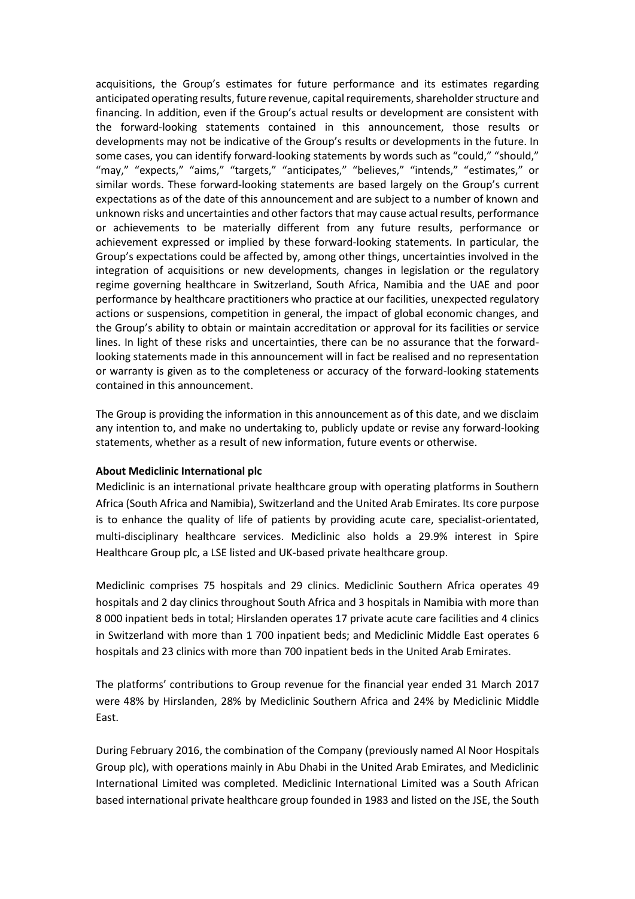acquisitions, the Group's estimates for future performance and its estimates regarding anticipated operating results, future revenue, capital requirements, shareholder structure and financing. In addition, even if the Group's actual results or development are consistent with the forward-looking statements contained in this announcement, those results or developments may not be indicative of the Group's results or developments in the future. In some cases, you can identify forward-looking statements by words such as "could," "should," "may," "expects," "aims," "targets," "anticipates," "believes," "intends," "estimates," or similar words. These forward-looking statements are based largely on the Group's current expectations as of the date of this announcement and are subject to a number of known and unknown risks and uncertainties and other factors that may cause actual results, performance or achievements to be materially different from any future results, performance or achievement expressed or implied by these forward-looking statements. In particular, the Group's expectations could be affected by, among other things, uncertainties involved in the integration of acquisitions or new developments, changes in legislation or the regulatory regime governing healthcare in Switzerland, South Africa, Namibia and the UAE and poor performance by healthcare practitioners who practice at our facilities, unexpected regulatory actions or suspensions, competition in general, the impact of global economic changes, and the Group's ability to obtain or maintain accreditation or approval for its facilities or service lines. In light of these risks and uncertainties, there can be no assurance that the forward-looking statements made in this announcement will in fact be realised and no representation or warranty is given as to the completeness or accuracy of the forward-looking statements contained in this announcement.

The Group is providing the information in this announcement as of this date, and we disclaim any intention to, and make no undertaking to, publicly update or revise any forward-looking statements, whether as a result of new information, future events or otherwise.

**About Mediclinic International plc**

Mediclinic is an international private healthcare group with operating platforms in Southern Africa (South Africa and Namibia), Switzerland and the United Arab Emirates. Its core purpose is to enhance the quality of life of patients by providing acute care, specialist-orientated, multi-disciplinary healthcare services. Mediclinic also holds a 29.9% interest in Spire Healthcare Group plc, a LSE listed and UK-based private healthcare group.

Mediclinic comprises 75 hospitals and 29 clinics. Mediclinic Southern Africa operates 49 hospitals and 2 day clinics throughout South Africa and 3 hospitals in Namibia with more than 8 000 inpatient beds in total; Hirslanden operates 17 private acute care facilities and 4 clinics in Switzerland with more than 1 700 inpatient beds; and Mediclinic Middle East operates 6 hospitals and 23 clinics with more than 700 inpatient beds in the United Arab Emirates.

The platforms' contributions to Group revenue for the financial year ended 31 March 2017 were 48% by Hirslanden, 28% by Mediclinic Southern Africa and 24% by Mediclinic Middle East.

During February 2016, the combination of the Company (previously named Al Noor Hospitals Group plc), with operations mainly in Abu Dhabi in the United Arab Emirates, and Mediclinic International Limited was completed. Mediclinic International Limited was a South African based international private healthcare group founded in 1983 and listed on the JSE, the South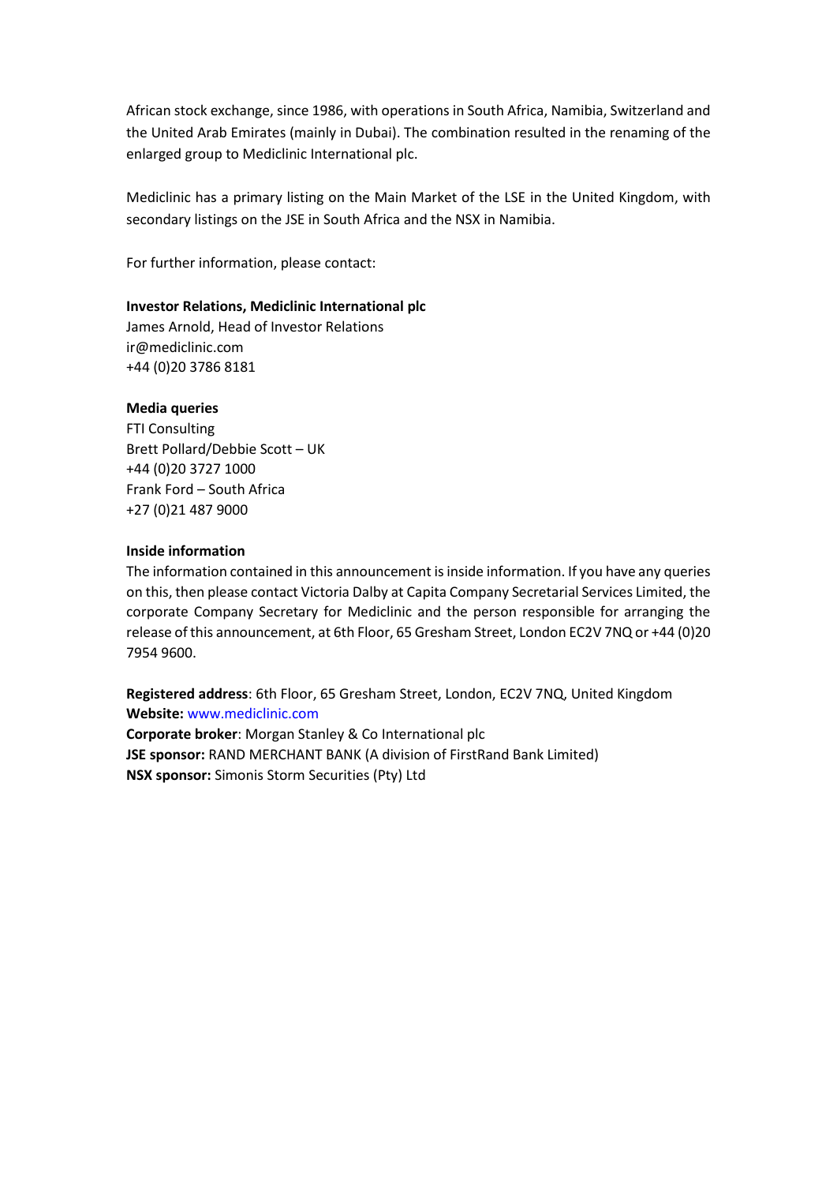African stock exchange, since 1986, with operations in South Africa, Namibia, Switzerland and the United Arab Emirates (mainly in Dubai). The combination resulted in the renaming of the enlarged group to Mediclinic International plc.

Mediclinic has a primary listing on the Main Market of the LSE in the United Kingdom, with secondary listings on the JSE in South Africa and the NSX in Namibia.

For further information, please contact:

**Investor Relations, Mediclinic International plc**
James Arnold, Head of Investor Relations
ir@mediclinic.com
+44 (0)20 3786 8181

**Media queries**
FTI Consulting
Brett Pollard/Debbie Scott – UK
+44 (0)20 3727 1000
Frank Ford – South Africa
+27 (0)21 487 9000

**Inside information**
The information contained in this announcement is inside information. If you have any queries on this, then please contact Victoria Dalby at Capita Company Secretarial Services Limited, the corporate Company Secretary for Mediclinic and the person responsible for arranging the release of this announcement, at 6th Floor, 65 Gresham Street, London EC2V 7NQ or +44 (0)20 7954 9600.

**Registered address**: 6th Floor, 65 Gresham Street, London, EC2V 7NQ, United Kingdom
**Website:** www.mediclinic.com
**Corporate broker**: Morgan Stanley & Co International plc
**JSE sponsor:** RAND MERCHANT BANK (A division of FirstRand Bank Limited)
**NSX sponsor:** Simonis Storm Securities (Pty) Ltd